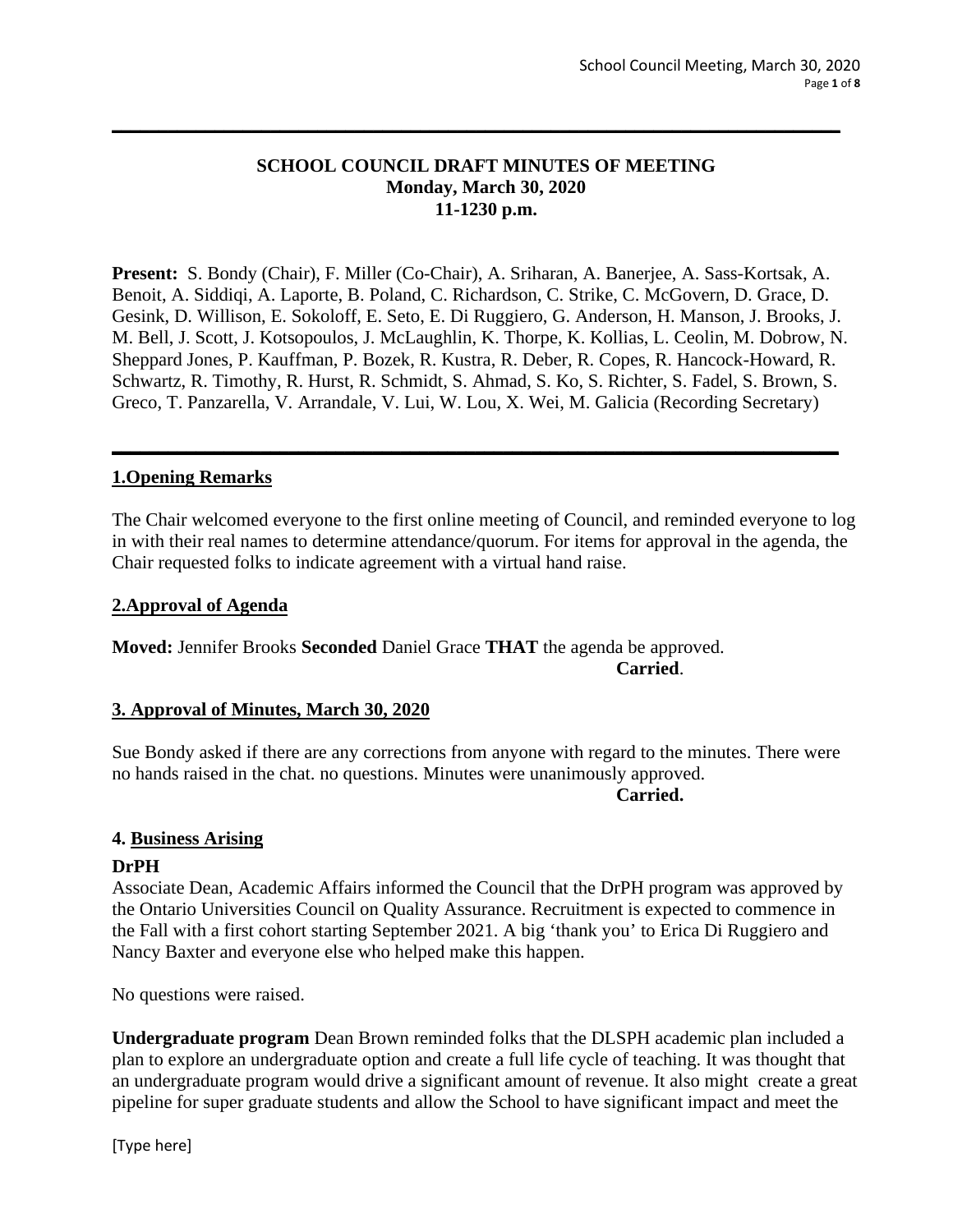**SCHOOL COUNCIL DRAFT MINUTES OF MEETING**
**Monday, March 30, 2020**
**11-1230 p.m.**

---

**Present:** S. Bondy (Chair), F. Miller (Co-Chair), A. Sriharan, A. Banerjee, A. Sass-Kortsak, A. Benoit, A. Siddiqi, A. Laporte, B. Poland, C. Richardson, C. Strike, C. McGovern, D. Grace, D. Gesink, D. Willison, E. Sokoloff, E. Seto, E. Di Ruggiero, G. Anderson, H. Manson, J. Brooks, J. M. Bell, J. Scott, J. Kotsopoulos, J. McLaughlin, K. Thorpe, K. Kollias, L. Ceolin, M. Dobrow, N. Sheppard Jones, P. Kauffman, P. Bozek, R. Kustra, R. Deber, R. Copes, R. Hancock-Howard, R. Schwartz, R. Timothy, R. Hurst, R. Schmidt, S. Ahmad, S. Ko, S. Richter, S. Fadel, S. Brown, S. Greco, T. Panzarella, V. Arrandale, V. Lui, W. Lou, X. Wei, M. Galicia (Recording Secretary)

---

## 1.Opening Remarks

The Chair welcomed everyone to the first online meeting of Council, and reminded everyone to log in with their real names to determine attendance/quorum. For items for approval in the agenda, the Chair requested folks to indicate agreement with a virtual hand raise.

## 2.Approval of Agenda

**Moved:** Jennifer Brooks **Seconded** Daniel Grace **THAT** the agenda be approved.

**Carried**.

## 3. Approval of Minutes, March 30, 2020

Sue Bondy asked if there are any corrections from anyone with regard to the minutes. There were no hands raised in the chat. no questions. Minutes were unanimously approved.

**Carried.**

## 4. Business Arising

### DrPH

Associate Dean, Academic Affairs informed the Council that the DrPH program was approved by the Ontario Universities Council on Quality Assurance. Recruitment is expected to commence in the Fall with a first cohort starting September 2021. A big 'thank you' to Erica Di Ruggiero and Nancy Baxter and everyone else who helped make this happen.

No questions were raised.

**Undergraduate program** Dean Brown reminded folks that the DLSPH academic plan included a plan to explore an undergraduate option and create a full life cycle of teaching. It was thought that an undergraduate program would drive a significant amount of revenue. It also might create a great pipeline for super graduate students and allow the School to have significant impact and meet the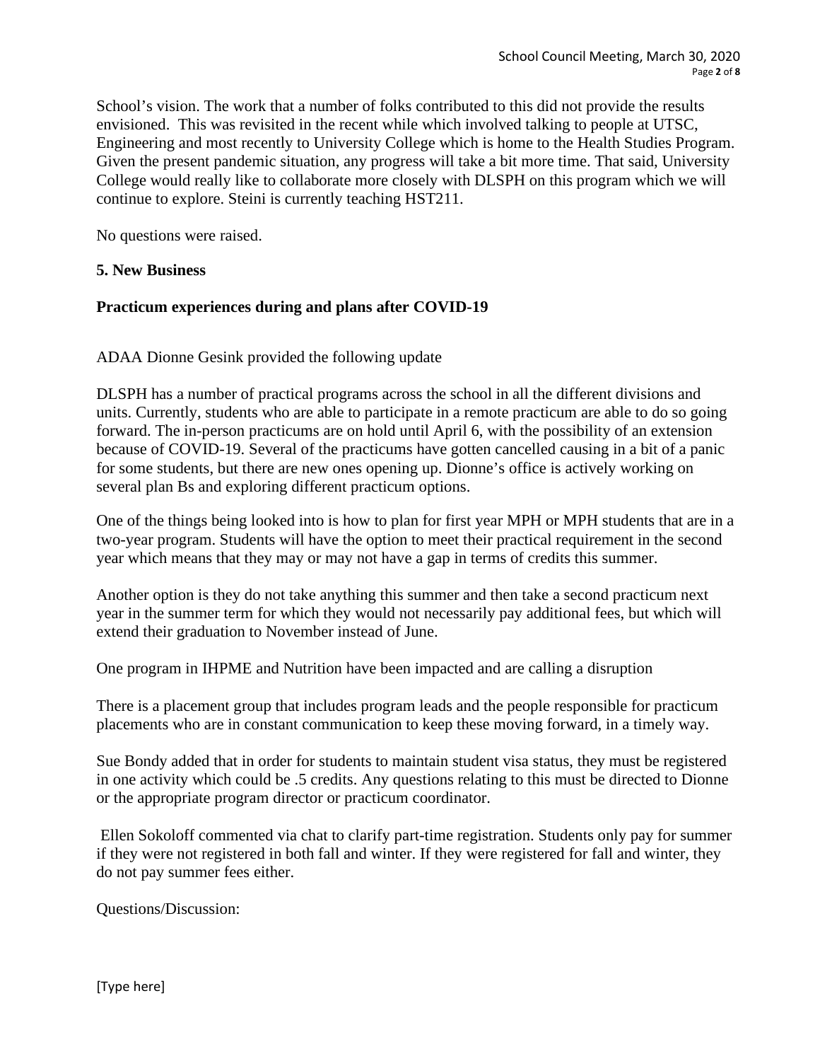School's vision. The work that a number of folks contributed to this did not provide the results envisioned. This was revisited in the recent while which involved talking to people at UTSC, Engineering and most recently to University College which is home to the Health Studies Program. Given the present pandemic situation, any progress will take a bit more time. That said, University College would really like to collaborate more closely with DLSPH on this program which we will continue to explore. Steini is currently teaching HST211.

No questions were raised.

**5. New Business**

**Practicum experiences during and plans after COVID-19**

ADAA Dionne Gesink provided the following update

DLSPH has a number of practical programs across the school in all the different divisions and units. Currently, students who are able to participate in a remote practicum are able to do so going forward. The in-person practicums are on hold until April 6, with the possibility of an extension because of COVID-19. Several of the practicums have gotten cancelled causing in a bit of a panic for some students, but there are new ones opening up. Dionne's office is actively working on several plan Bs and exploring different practicum options.

One of the things being looked into is how to plan for first year MPH or MPH students that are in a two-year program. Students will have the option to meet their practical requirement in the second year which means that they may or may not have a gap in terms of credits this summer.

Another option is they do not take anything this summer and then take a second practicum next year in the summer term for which they would not necessarily pay additional fees, but which will extend their graduation to November instead of June.

One program in IHPME and Nutrition have been impacted and are calling a disruption

There is a placement group that includes program leads and the people responsible for practicum placements who are in constant communication to keep these moving forward, in a timely way.

Sue Bondy added that in order for students to maintain student visa status, they must be registered in one activity which could be .5 credits. Any questions relating to this must be directed to Dionne or the appropriate program director or practicum coordinator.

Ellen Sokoloff commented via chat to clarify part-time registration. Students only pay for summer if they were not registered in both fall and winter. If they were registered for fall and winter, they do not pay summer fees either.

Questions/Discussion: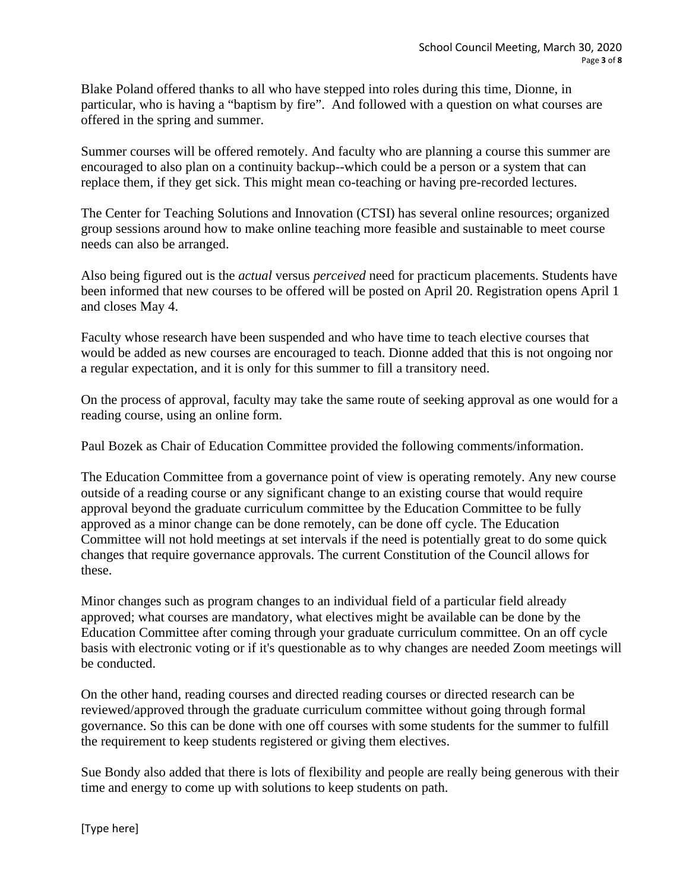Blake Poland offered thanks to all who have stepped into roles during this time, Dionne, in particular, who is having a "baptism by fire". And followed with a question on what courses are offered in the spring and summer.

Summer courses will be offered remotely. And faculty who are planning a course this summer are encouraged to also plan on a continuity backup--which could be a person or a system that can replace them, if they get sick. This might mean co-teaching or having pre-recorded lectures.

The Center for Teaching Solutions and Innovation (CTSI) has several online resources; organized group sessions around how to make online teaching more feasible and sustainable to meet course needs can also be arranged.

Also being figured out is the *actual* versus *perceived* need for practicum placements. Students have been informed that new courses to be offered will be posted on April 20. Registration opens April 1 and closes May 4.

Faculty whose research have been suspended and who have time to teach elective courses that would be added as new courses are encouraged to teach. Dionne added that this is not ongoing nor a regular expectation, and it is only for this summer to fill a transitory need.

On the process of approval, faculty may take the same route of seeking approval as one would for a reading course, using an online form.

Paul Bozek as Chair of Education Committee provided the following comments/information.

The Education Committee from a governance point of view is operating remotely. Any new course outside of a reading course or any significant change to an existing course that would require approval beyond the graduate curriculum committee by the Education Committee to be fully approved as a minor change can be done remotely, can be done off cycle. The Education Committee will not hold meetings at set intervals if the need is potentially great to do some quick changes that require governance approvals. The current Constitution of the Council allows for these.

Minor changes such as program changes to an individual field of a particular field already approved; what courses are mandatory, what electives might be available can be done by the Education Committee after coming through your graduate curriculum committee. On an off cycle basis with electronic voting or if it's questionable as to why changes are needed Zoom meetings will be conducted.

On the other hand, reading courses and directed reading courses or directed research can be reviewed/approved through the graduate curriculum committee without going through formal governance. So this can be done with one off courses with some students for the summer to fulfill the requirement to keep students registered or giving them electives.

Sue Bondy also added that there is lots of flexibility and people are really being generous with their time and energy to come up with solutions to keep students on path.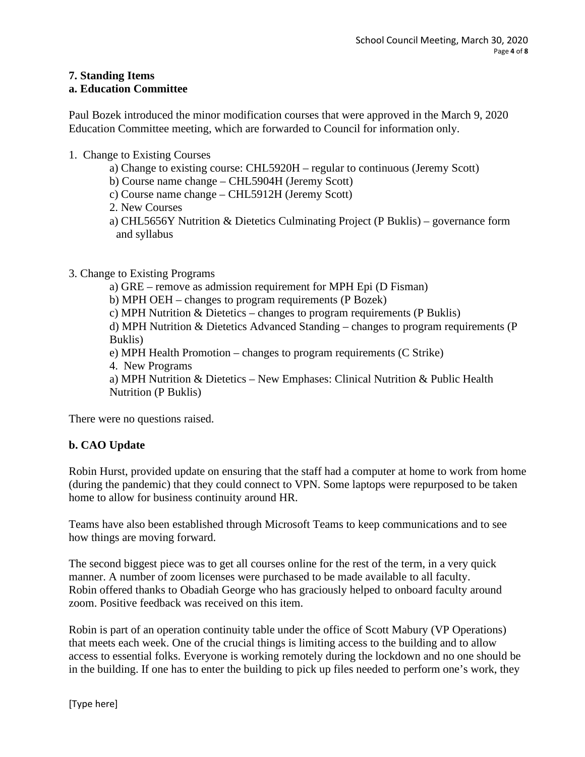## 7. Standing Items

### a. Education Committee

Paul Bozek introduced the minor modification courses that were approved in the March 9, 2020 Education Committee meeting, which are forwarded to Council for information only.

1. Change to Existing Courses
   - a) Change to existing course: CHL5920H – regular to continuous (Jeremy Scott)
   - b) Course name change – CHL5904H (Jeremy Scott)
   - c) Course name change – CHL5912H (Jeremy Scott)

2. New Courses
   - a) CHL5656Y Nutrition & Dietetics Culminating Project (P Buklis) – governance form and syllabus

3. Change to Existing Programs
   - a) GRE – remove as admission requirement for MPH Epi (D Fisman)
   - b) MPH OEH – changes to program requirements (P Bozek)
   - c) MPH Nutrition & Dietetics – changes to program requirements (P Buklis)
   - d) MPH Nutrition & Dietetics Advanced Standing – changes to program requirements (P Buklis)
   - e) MPH Health Promotion – changes to program requirements (C Strike)

4. New Programs
   - a) MPH Nutrition & Dietetics – New Emphases: Clinical Nutrition & Public Health Nutrition (P Buklis)

There were no questions raised.

### b. CAO Update

Robin Hurst, provided update on ensuring that the staff had a computer at home to work from home (during the pandemic) that they could connect to VPN. Some laptops were repurposed to be taken home to allow for business continuity around HR.

Teams have also been established through Microsoft Teams to keep communications and to see how things are moving forward.

The second biggest piece was to get all courses online for the rest of the term, in a very quick manner. A number of zoom licenses were purchased to be made available to all faculty. Robin offered thanks to Obadiah George who has graciously helped to onboard faculty around zoom. Positive feedback was received on this item.

Robin is part of an operation continuity table under the office of Scott Mabury (VP Operations) that meets each week. One of the crucial things is limiting access to the building and to allow access to essential folks. Everyone is working remotely during the lockdown and no one should be in the building. If one has to enter the building to pick up files needed to perform one's work, they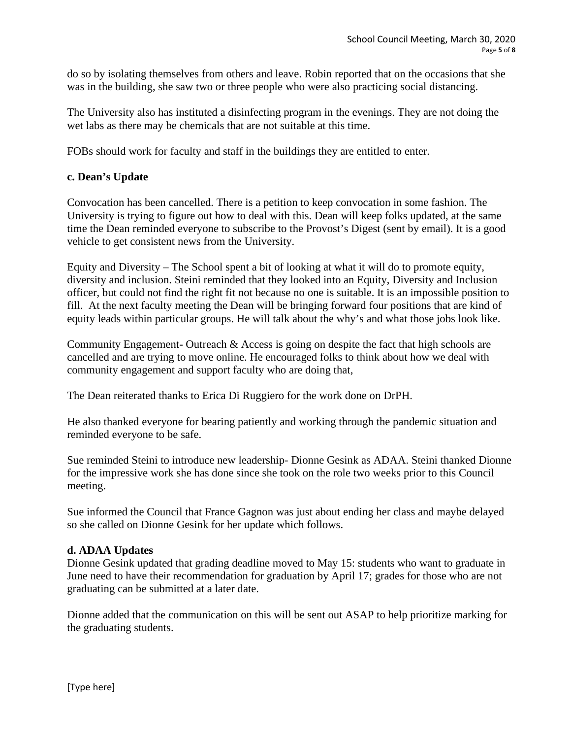do so by isolating themselves from others and leave. Robin reported that on the occasions that she was in the building, she saw two or three people who were also practicing social distancing.

The University also has instituted a disinfecting program in the evenings. They are not doing the wet labs as there may be chemicals that are not suitable at this time.

FOBs should work for faculty and staff in the buildings they are entitled to enter.

**c. Dean's Update**

Convocation has been cancelled. There is a petition to keep convocation in some fashion. The University is trying to figure out how to deal with this. Dean will keep folks updated, at the same time the Dean reminded everyone to subscribe to the Provost's Digest (sent by email). It is a good vehicle to get consistent news from the University.

Equity and Diversity – The School spent a bit of looking at what it will do to promote equity, diversity and inclusion. Steini reminded that they looked into an Equity, Diversity and Inclusion officer, but could not find the right fit not because no one is suitable. It is an impossible position to fill. At the next faculty meeting the Dean will be bringing forward four positions that are kind of equity leads within particular groups. He will talk about the why's and what those jobs look like.

Community Engagement- Outreach & Access is going on despite the fact that high schools are cancelled and are trying to move online. He encouraged folks to think about how we deal with community engagement and support faculty who are doing that,

The Dean reiterated thanks to Erica Di Ruggiero for the work done on DrPH.

He also thanked everyone for bearing patiently and working through the pandemic situation and reminded everyone to be safe.

Sue reminded Steini to introduce new leadership- Dionne Gesink as ADAA. Steini thanked Dionne for the impressive work she has done since she took on the role two weeks prior to this Council meeting.

Sue informed the Council that France Gagnon was just about ending her class and maybe delayed so she called on Dionne Gesink for her update which follows.

**d. ADAA Updates**

Dionne Gesink updated that grading deadline moved to May 15: students who want to graduate in June need to have their recommendation for graduation by April 17; grades for those who are not graduating can be submitted at a later date.

Dionne added that the communication on this will be sent out ASAP to help prioritize marking for the graduating students.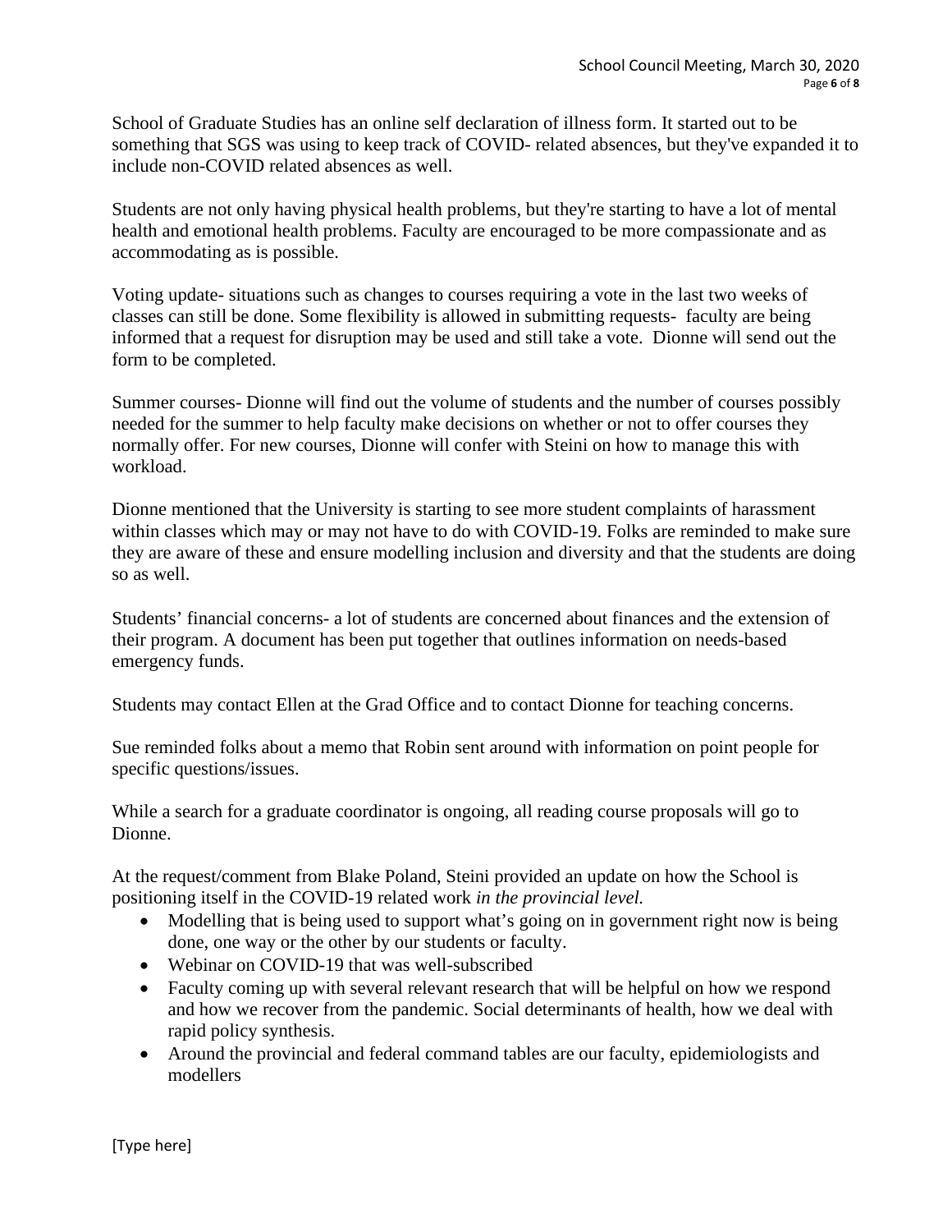School of Graduate Studies has an online self declaration of illness form. It started out to be something that SGS was using to keep track of COVID- related absences, but they've expanded it to include non-COVID related absences as well.

Students are not only having physical health problems, but they're starting to have a lot of mental health and emotional health problems. Faculty are encouraged to be more compassionate and as accommodating as is possible.

Voting update- situations such as changes to courses requiring a vote in the last two weeks of classes can still be done. Some flexibility is allowed in submitting requests- faculty are being informed that a request for disruption may be used and still take a vote. Dionne will send out the form to be completed.

Summer courses- Dionne will find out the volume of students and the number of courses possibly needed for the summer to help faculty make decisions on whether or not to offer courses they normally offer. For new courses, Dionne will confer with Steini on how to manage this with workload.

Dionne mentioned that the University is starting to see more student complaints of harassment within classes which may or may not have to do with COVID-19. Folks are reminded to make sure they are aware of these and ensure modelling inclusion and diversity and that the students are doing so as well.

Students' financial concerns- a lot of students are concerned about finances and the extension of their program. A document has been put together that outlines information on needs-based emergency funds.

Students may contact Ellen at the Grad Office and to contact Dionne for teaching concerns.

Sue reminded folks about a memo that Robin sent around with information on point people for specific questions/issues.

While a search for a graduate coordinator is ongoing, all reading course proposals will go to Dionne.

At the request/comment from Blake Poland, Steini provided an update on how the School is positioning itself in the COVID-19 related work *in the provincial level.*

- Modelling that is being used to support what's going on in government right now is being done, one way or the other by our students or faculty.
- Webinar on COVID-19 that was well-subscribed
- Faculty coming up with several relevant research that will be helpful on how we respond and how we recover from the pandemic. Social determinants of health, how we deal with rapid policy synthesis.
- Around the provincial and federal command tables are our faculty, epidemiologists and modellers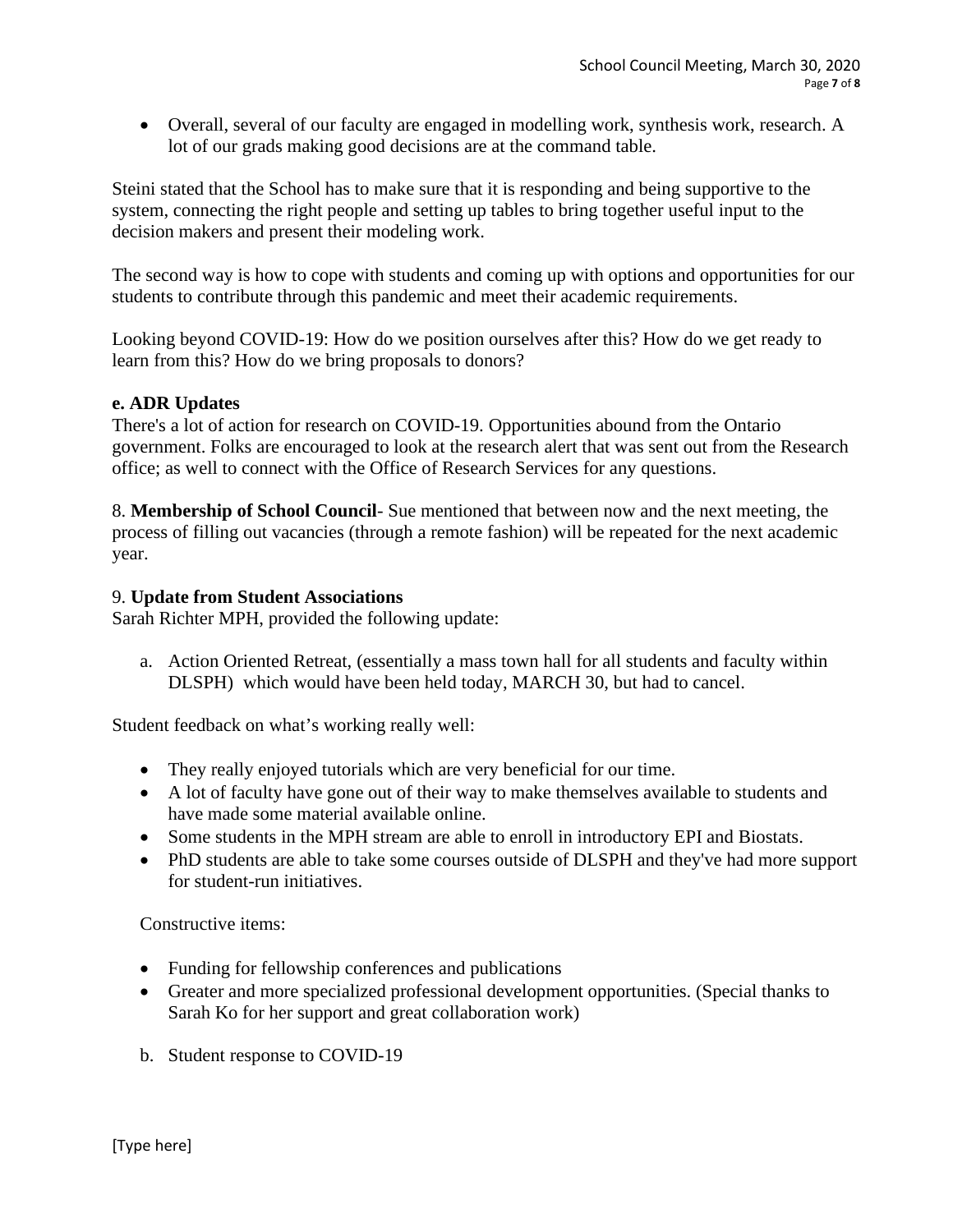- Overall, several of our faculty are engaged in modelling work, synthesis work, research. A lot of our grads making good decisions are at the command table.

Steini stated that the School has to make sure that it is responding and being supportive to the system, connecting the right people and setting up tables to bring together useful input to the decision makers and present their modeling work.

The second way is how to cope with students and coming up with options and opportunities for our students to contribute through this pandemic and meet their academic requirements.

Looking beyond COVID-19: How do we position ourselves after this? How do we get ready to learn from this? How do we bring proposals to donors?

**e. ADR Updates**

There's a lot of action for research on COVID-19. Opportunities abound from the Ontario government. Folks are encouraged to look at the research alert that was sent out from the Research office; as well to connect with the Office of Research Services for any questions.

8. **Membership of School Council**- Sue mentioned that between now and the next meeting, the process of filling out vacancies (through a remote fashion) will be repeated for the next academic year.

9. **Update from Student Associations**

Sarah Richter MPH, provided the following update:

a. Action Oriented Retreat, (essentially a mass town hall for all students and faculty within DLSPH) which would have been held today, MARCH 30, but had to cancel.

Student feedback on what's working really well:

- They really enjoyed tutorials which are very beneficial for our time.
- A lot of faculty have gone out of their way to make themselves available to students and have made some material available online.
- Some students in the MPH stream are able to enroll in introductory EPI and Biostats.
- PhD students are able to take some courses outside of DLSPH and they've had more support for student-run initiatives.

Constructive items:

- Funding for fellowship conferences and publications
- Greater and more specialized professional development opportunities. (Special thanks to Sarah Ko for her support and great collaboration work)

b. Student response to COVID-19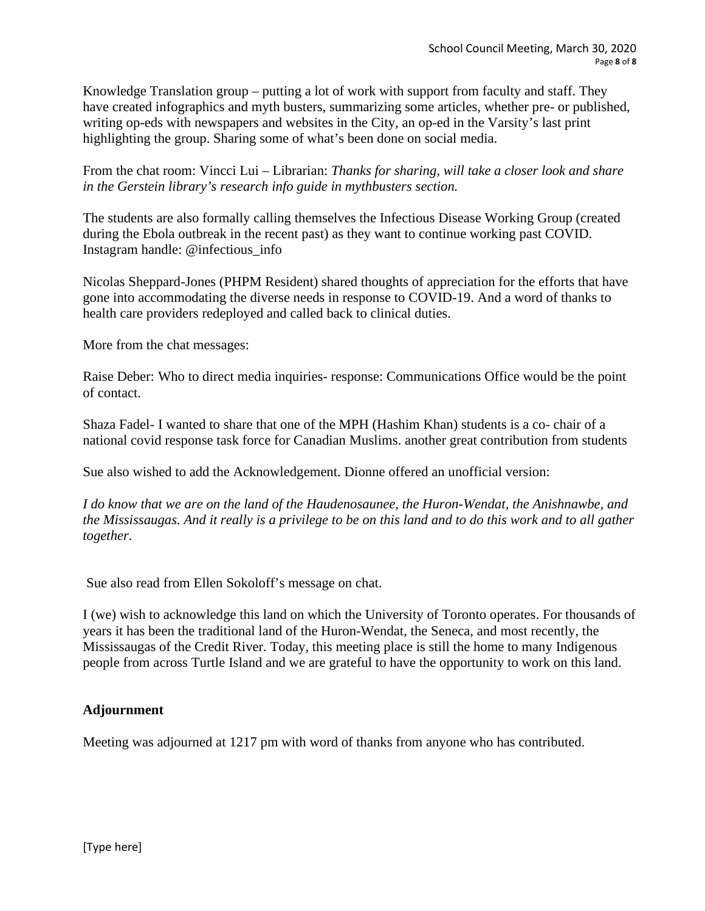Knowledge Translation group – putting a lot of work with support from faculty and staff. They have created infographics and myth busters, summarizing some articles, whether pre- or published, writing op-eds with newspapers and websites in the City, an op-ed in the Varsity's last print highlighting the group. Sharing some of what's been done on social media.

From the chat room: Vincci Lui – Librarian: *Thanks for sharing, will take a closer look and share in the Gerstein library's research info guide in mythbusters section.*

The students are also formally calling themselves the Infectious Disease Working Group (created during the Ebola outbreak in the recent past) as they want to continue working past COVID. Instagram handle: @infectious_info

Nicolas Sheppard-Jones (PHPM Resident) shared thoughts of appreciation for the efforts that have gone into accommodating the diverse needs in response to COVID-19. And a word of thanks to health care providers redeployed and called back to clinical duties.

More from the chat messages:

Raise Deber: Who to direct media inquiries- response: Communications Office would be the point of contact.

Shaza Fadel- I wanted to share that one of the MPH (Hashim Khan) students is a co- chair of a national covid response task force for Canadian Muslims. another great contribution from students

Sue also wished to add the Acknowledgement. Dionne offered an unofficial version:

*I do know that we are on the land of the Haudenosaunee, the Huron-Wendat, the Anishnawbe, and the Mississaugas. And it really is a privilege to be on this land and to do this work and to all gather together.*

Sue also read from Ellen Sokoloff's message on chat.

I (we) wish to acknowledge this land on which the University of Toronto operates. For thousands of years it has been the traditional land of the Huron-Wendat, the Seneca, and most recently, the Mississaugas of the Credit River. Today, this meeting place is still the home to many Indigenous people from across Turtle Island and we are grateful to have the opportunity to work on this land.

**Adjournment**

Meeting was adjourned at 1217 pm with word of thanks from anyone who has contributed.